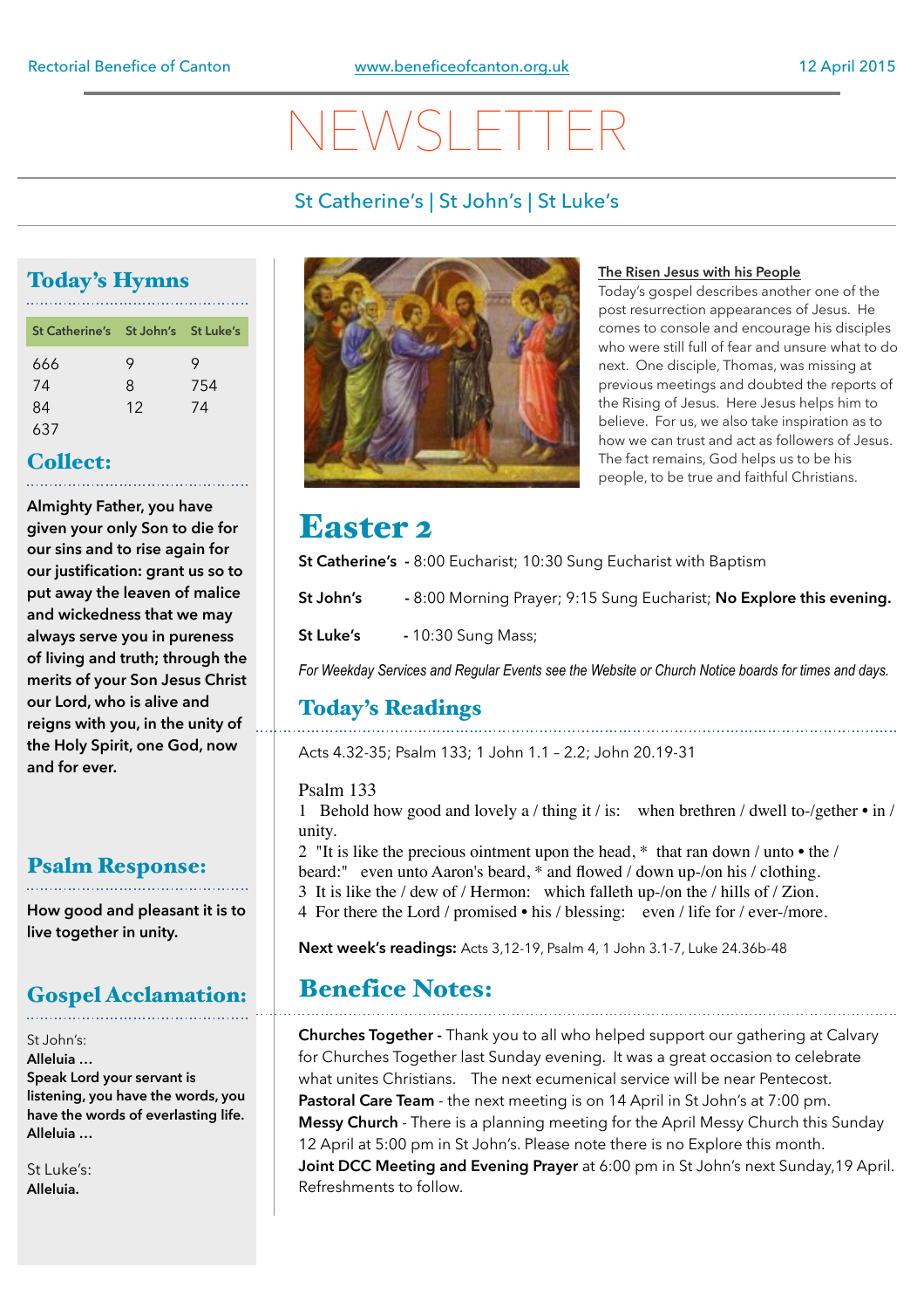Rectorial Benefice of Canton | www.beneficeofcanton.org.uk | 12 April 2015

# NEWSLETTER

St Catherine's | St John's | St Luke's

## Today's Hymns

| St Catherine's | St John's | St Luke's |
|---|---|---|
| 666 | 9 | 9 |
| 74 | 8 | 754 |
| 84 | 12 | 74 |
| 637 | | |

## Collect:

**Almighty Father, you have given your only Son to die for our sins and to rise again for our justification: grant us so to put away the leaven of malice and wickedness that we may always serve you in pureness of living and truth; through the merits of your Son Jesus Christ our Lord, who is alive and reigns with you, in the unity of the Holy Spirit, one God, now and for ever.**

## Psalm Response:

**How good and pleasant it is to live together in unity.**

## Gospel Acclamation:

St John's:
**Alleluia …**
**Speak Lord your servant is listening, you have the words, you have the words of everlasting life.**
**Alleluia …**

St Luke's:
**Alleluia.**

**The Risen Jesus with his People**

Today's gospel describes another one of the post resurrection appearances of Jesus. He comes to console and encourage his disciples who were still full of fear and unsure what to do next. One disciple, Thomas, was missing at previous meetings and doubted the reports of the Rising of Jesus. Here Jesus helps him to believe. For us, we also take inspiration as to how we can trust and act as followers of Jesus. The fact remains, God helps us to be his people, to be true and faithful Christians.

# Easter 2

**St Catherine's** - 8:00 Eucharist; 10:30 Sung Eucharist with Baptism

**St John's** - 8:00 Morning Prayer; 9:15 Sung Eucharist; **No Explore this evening.**

**St Luke's** - 10:30 Sung Mass;

*For Weekday Services and Regular Events see the Website or Church Notice boards for times and days.*

## Today's Readings

Acts 4.32-35; Psalm 133; 1 John 1.1 – 2.2; John 20.19-31

Psalm 133
1 Behold how good and lovely a / thing it / is: when brethren / dwell to-/gether • in / unity.
2 "It is like the precious ointment upon the head, * that ran down / unto • the / beard:" even unto Aaron's beard, * and flowed / down up-/on his / clothing.
3 It is like the / dew of / Hermon: which falleth up-/on the / hills of / Zion.
4 For there the Lord / promised • his / blessing: even / life for / ever-/more.

**Next week's readings:** Acts 3,12-19, Psalm 4, 1 John 3.1-7, Luke 24.36b-48

## Benefice Notes:

**Churches Together -** Thank you to all who helped support our gathering at Calvary for Churches Together last Sunday evening. It was a great occasion to celebrate what unites Christians. The next ecumenical service will be near Pentecost.
**Pastoral Care Team** - the next meeting is on 14 April in St John's at 7:00 pm.
**Messy Church** - There is a planning meeting for the April Messy Church this Sunday 12 April at 5:00 pm in St John's. Please note there is no Explore this month.
**Joint DCC Meeting and Evening Prayer** at 6:00 pm in St John's next Sunday,19 April. Refreshments to follow.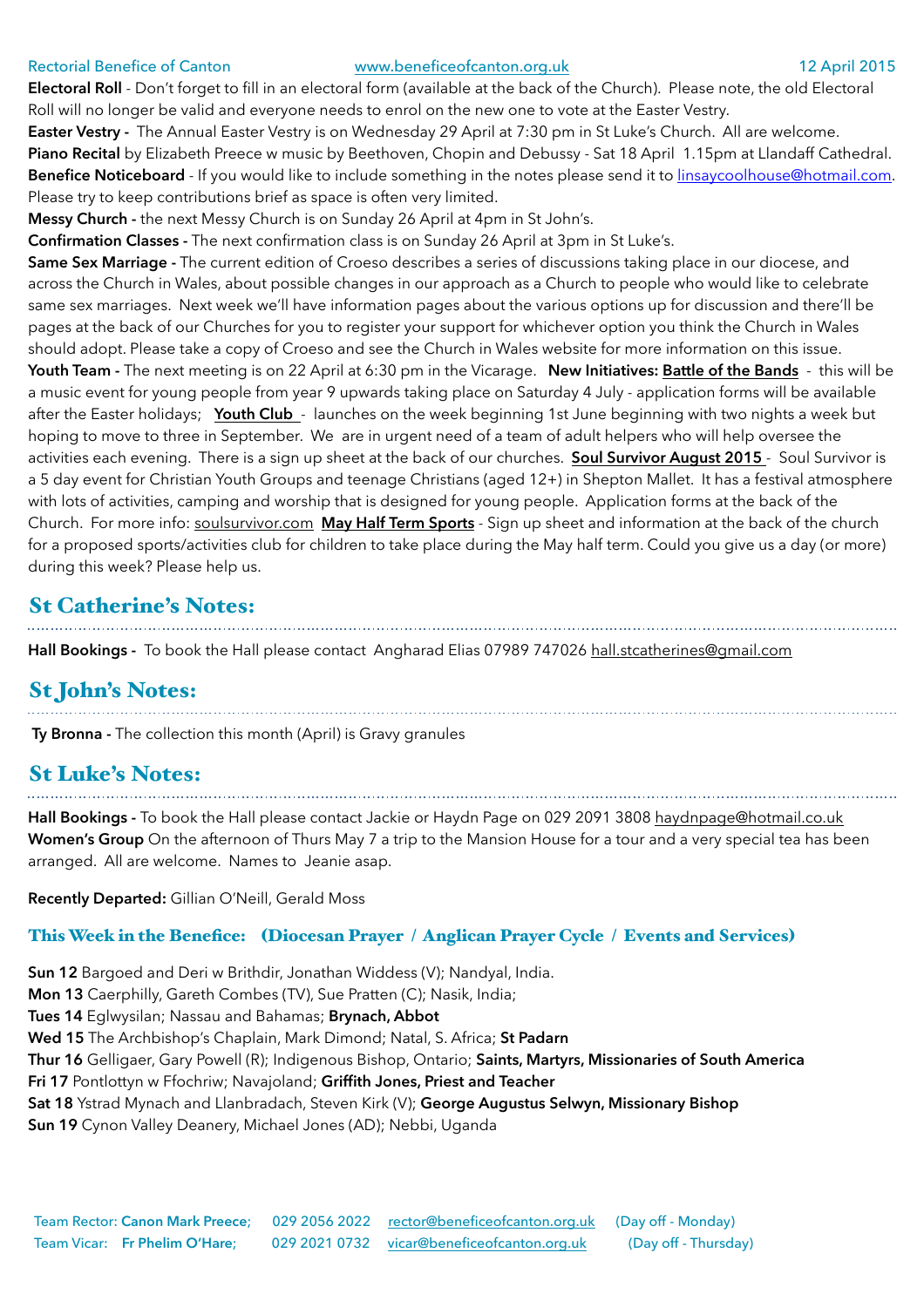**Electoral Roll** - Don't forget to fill in an electoral form (available at the back of the Church). Please note, the old Electoral Roll will no longer be valid and everyone needs to enrol on the new one to vote at the Easter Vestry.
**Easter Vestry -** The Annual Easter Vestry is on Wednesday 29 April at 7:30 pm in St Luke's Church. All are welcome.
**Piano Recital** by Elizabeth Preece w music by Beethoven, Chopin and Debussy - Sat 18 April 1.15pm at Llandaff Cathedral.
**Benefice Noticeboard** - If you would like to include something in the notes please send it to linsaycoolhouse@hotmail.com. Please try to keep contributions brief as space is often very limited.
**Messy Church -** the next Messy Church is on Sunday 26 April at 4pm in St John's.
**Confirmation Classes -** The next confirmation class is on Sunday 26 April at 3pm in St Luke's.
**Same Sex Marriage -** The current edition of Croeso describes a series of discussions taking place in our diocese, and across the Church in Wales, about possible changes in our approach as a Church to people who would like to celebrate same sex marriages. Next week we'll have information pages about the various options up for discussion and there'll be pages at the back of our Churches for you to register your support for whichever option you think the Church in Wales should adopt. Please take a copy of Croeso and see the Church in Wales website for more information on this issue.
**Youth Team -** The next meeting is on 22 April at 6:30 pm in the Vicarage. **New Initiatives: Battle of the Bands** - this will be a music event for young people from year 9 upwards taking place on Saturday 4 July - application forms will be available after the Easter holidays; **Youth Club** - launches on the week beginning 1st June beginning with two nights a week but hoping to move to three in September. We are in urgent need of a team of adult helpers who will help oversee the activities each evening. There is a sign up sheet at the back of our churches. **Soul Survivor August 2015** - Soul Survivor is a 5 day event for Christian Youth Groups and teenage Christians (aged 12+) in Shepton Mallet. It has a festival atmosphere with lots of activities, camping and worship that is designed for young people. Application forms at the back of the Church. For more info: soulsurvivor.com **May Half Term Sports** - Sign up sheet and information at the back of the church for a proposed sports/activities club for children to take place during the May half term. Could you give us a day (or more) during this week? Please help us.

## St Catherine's Notes:

**Hall Bookings -** To book the Hall please contact Angharad Elias 07989 747026 hall.stcatherines@gmail.com

## St John's Notes:

**Ty Bronna -** The collection this month (April) is Gravy granules

## St Luke's Notes:

**Hall Bookings -** To book the Hall please contact Jackie or Haydn Page on 029 2091 3808 haydnpage@hotmail.co.uk
**Women's Group** On the afternoon of Thurs May 7 a trip to the Mansion House for a tour and a very special tea has been arranged. All are welcome. Names to Jeanie asap.

**Recently Departed:** Gillian O'Neill, Gerald Moss

### This Week in the Benefice: (Diocesan Prayer / Anglican Prayer Cycle / Events and Services)

**Sun 12** Bargoed and Deri w Brithdir, Jonathan Widdess (V); Nandyal, India.
**Mon 13** Caerphilly, Gareth Combes (TV), Sue Pratten (C); Nasik, India;
**Tues 14** Eglwysilan; Nassau and Bahamas; **Brynach, Abbot**
**Wed 15** The Archbishop's Chaplain, Mark Dimond; Natal, S. Africa; **St Padarn**
**Thur 16** Gelligaer, Gary Powell (R); Indigenous Bishop, Ontario; **Saints, Martyrs, Missionaries of South America**
**Fri 17** Pontlottyn w Ffochriw; Navajoland; **Griffith Jones, Priest and Teacher**
**Sat 18** Ystrad Mynach and Llanbradach, Steven Kirk (V); **George Augustus Selwyn, Missionary Bishop**
**Sun 19** Cynon Valley Deanery, Michael Jones (AD); Nebbi, Uganda

Team Rector: **Canon Mark Preece;** 029 2056 2022 rector@beneficeofcanton.org.uk (Day off - Monday)
Team Vicar: **Fr Phelim O'Hare;** 029 2021 0732 vicar@beneficeofcanton.org.uk (Day off - Thursday)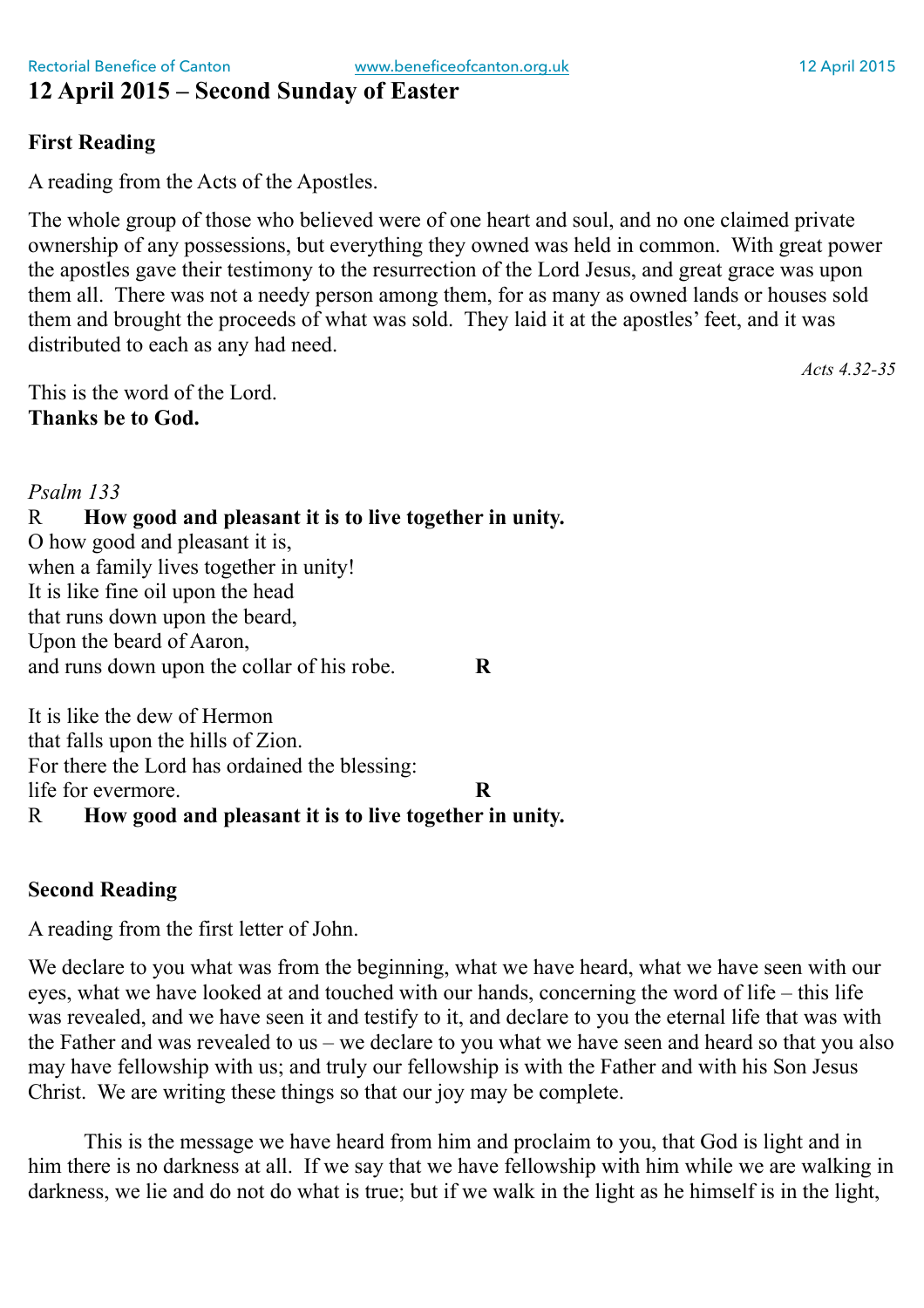# 12 April 2015 – Second Sunday of Easter

## First Reading

A reading from the Acts of the Apostles.

The whole group of those who believed were of one heart and soul, and no one claimed private ownership of any possessions, but everything they owned was held in common. With great power the apostles gave their testimony to the resurrection of the Lord Jesus, and great grace was upon them all. There was not a needy person among them, for as many as owned lands or houses sold them and brought the proceeds of what was sold. They laid it at the apostles' feet, and it was distributed to each as any had need.

*Acts 4.32-35*

This is the word of the Lord.
**Thanks be to God.**

*Psalm 133*

R **How good and pleasant it is to live together in unity.**

O how good and pleasant it is,
when a family lives together in unity!
It is like fine oil upon the head
that runs down upon the beard,
Upon the beard of Aaron,
and runs down upon the collar of his robe. **R**

It is like the dew of Hermon
that falls upon the hills of Zion.
For there the Lord has ordained the blessing:
life for evermore. **R**

R **How good and pleasant it is to live together in unity.**

## Second Reading

A reading from the first letter of John.

We declare to you what was from the beginning, what we have heard, what we have seen with our eyes, what we have looked at and touched with our hands, concerning the word of life – this life was revealed, and we have seen it and testify to it, and declare to you the eternal life that was with the Father and was revealed to us – we declare to you what we have seen and heard so that you also may have fellowship with us; and truly our fellowship is with the Father and with his Son Jesus Christ. We are writing these things so that our joy may be complete.

This is the message we have heard from him and proclaim to you, that God is light and in him there is no darkness at all. If we say that we have fellowship with him while we are walking in darkness, we lie and do not do what is true; but if we walk in the light as he himself is in the light,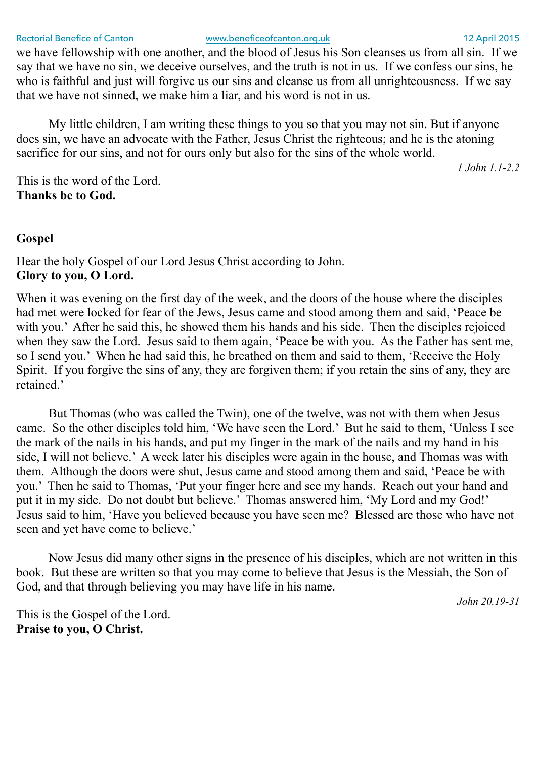we have fellowship with one another, and the blood of Jesus his Son cleanses us from all sin. If we say that we have no sin, we deceive ourselves, and the truth is not in us. If we confess our sins, he who is faithful and just will forgive us our sins and cleanse us from all unrighteousness. If we say that we have not sinned, we make him a liar, and his word is not in us.

My little children, I am writing these things to you so that you may not sin. But if anyone does sin, we have an advocate with the Father, Jesus Christ the righteous; and he is the atoning sacrifice for our sins, and not for ours only but also for the sins of the whole world.

*1 John 1.1-2.2*

This is the word of the Lord.
**Thanks be to God.**

**Gospel**

Hear the holy Gospel of our Lord Jesus Christ according to John.
**Glory to you, O Lord.**

When it was evening on the first day of the week, and the doors of the house where the disciples had met were locked for fear of the Jews, Jesus came and stood among them and said, 'Peace be with you.' After he said this, he showed them his hands and his side. Then the disciples rejoiced when they saw the Lord. Jesus said to them again, 'Peace be with you. As the Father has sent me, so I send you.' When he had said this, he breathed on them and said to them, 'Receive the Holy Spirit. If you forgive the sins of any, they are forgiven them; if you retain the sins of any, they are retained.'

But Thomas (who was called the Twin), one of the twelve, was not with them when Jesus came. So the other disciples told him, 'We have seen the Lord.' But he said to them, 'Unless I see the mark of the nails in his hands, and put my finger in the mark of the nails and my hand in his side, I will not believe.' A week later his disciples were again in the house, and Thomas was with them. Although the doors were shut, Jesus came and stood among them and said, 'Peace be with you.' Then he said to Thomas, 'Put your finger here and see my hands. Reach out your hand and put it in my side. Do not doubt but believe.' Thomas answered him, 'My Lord and my God!' Jesus said to him, 'Have you believed because you have seen me? Blessed are those who have not seen and yet have come to believe.'

Now Jesus did many other signs in the presence of his disciples, which are not written in this book. But these are written so that you may come to believe that Jesus is the Messiah, the Son of God, and that through believing you may have life in his name.

*John 20.19-31*

This is the Gospel of the Lord.
**Praise to you, O Christ.**